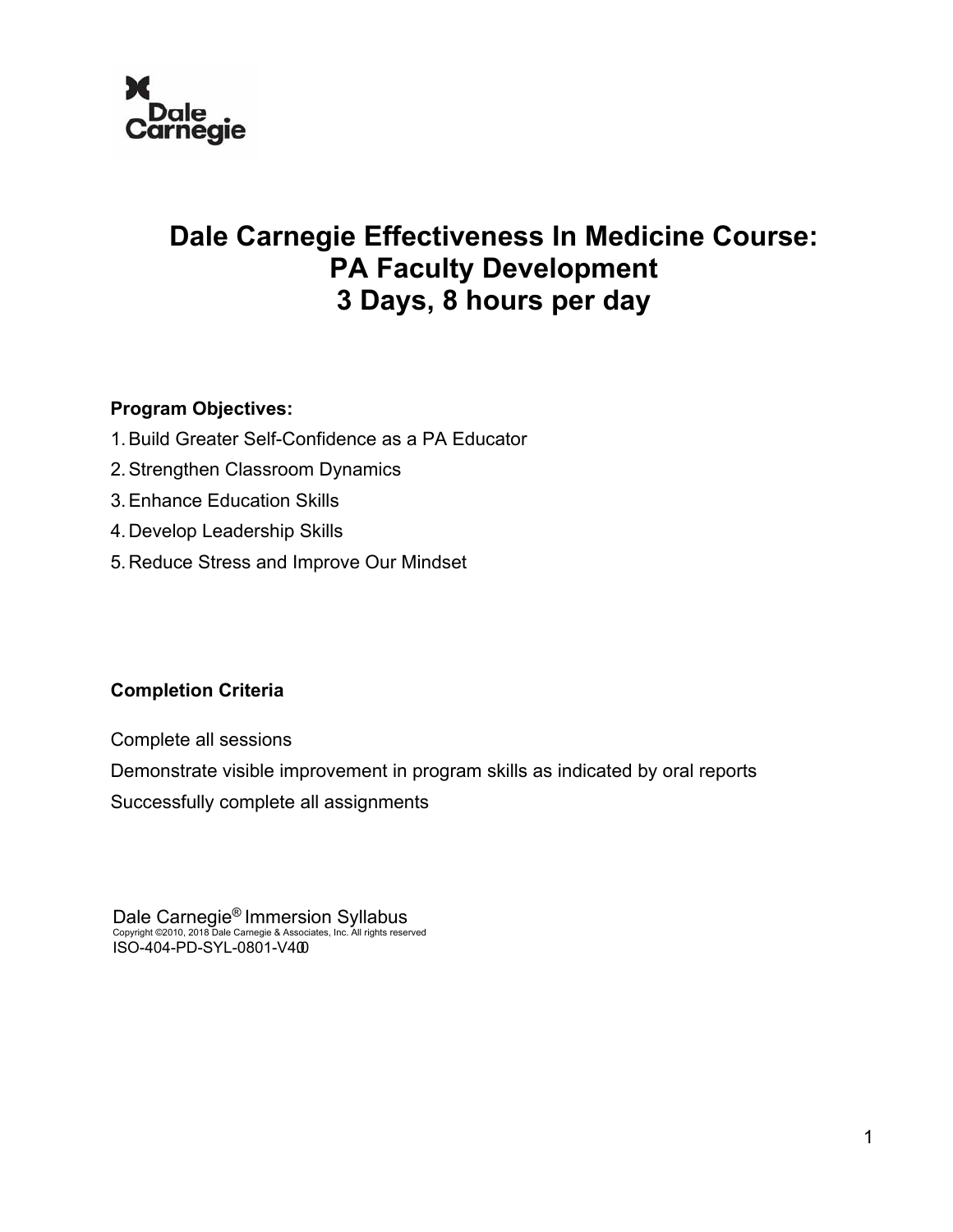# Dale Carnegie Effectiveness In Medicine Course: PA Faculty Development 3 Days, 8 hours per day

**Program Objectives:**

1. Build Greater Self-Confidence as a PA Educator
2. Strengthen Classroom Dynamics
3. Enhance Education Skills
4. Develop Leadership Skills
5. Reduce Stress and Improve Our Mindset

**Completion Criteria**

Complete all sessions

Demonstrate visible improvement in program skills as indicated by oral reports

Successfully complete all assignments

Dale Carnegie® Immersion Syllabus
Copyright ©2010, 2018 Dale Carnegie & Associates, Inc. All rights reserved
ISO-404-PD-SYL-0801-V400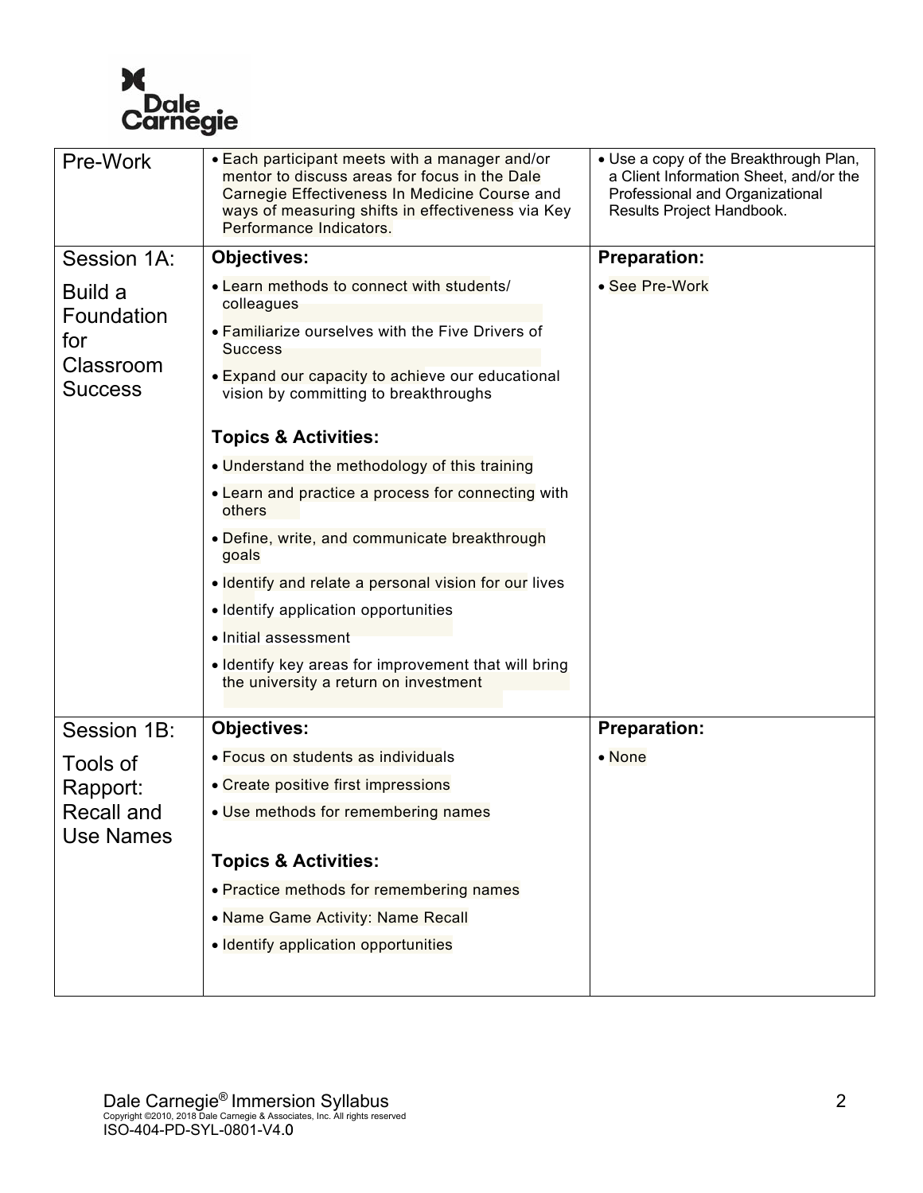| | | |
|---|---|---|
| Pre-Work | • Each participant meets with a manager and/or mentor to discuss areas for focus in the Dale Carnegie Effectiveness In Medicine Course and ways of measuring shifts in effectiveness via Key Performance Indicators. | • Use a copy of the Breakthrough Plan, a Client Information Sheet, and/or the Professional and Organizational Results Project Handbook. |
| Session 1A: Build a Foundation for Classroom Success | **Objectives:**<br>• Learn methods to connect with students/ colleagues<br>• Familiarize ourselves with the Five Drivers of Success<br>• Expand our capacity to achieve our educational vision by committing to breakthroughs<br><br>**Topics & Activities:**<br>• Understand the methodology of this training<br>• Learn and practice a process for connecting with others<br>• Define, write, and communicate breakthrough goals<br>• Identify and relate a personal vision for our lives<br>• Identify application opportunities<br>• Initial assessment<br>• Identify key areas for improvement that will bring the university a return on investment | **Preparation:**<br>• See Pre-Work |
| Session 1B: Tools of Rapport: Recall and Use Names | **Objectives:**<br>• Focus on students as individuals<br>• Create positive first impressions<br>• Use methods for remembering names<br><br>**Topics & Activities:**<br>• Practice methods for remembering names<br>• Name Game Activity: Name Recall<br>• Identify application opportunities | **Preparation:**<br>• None |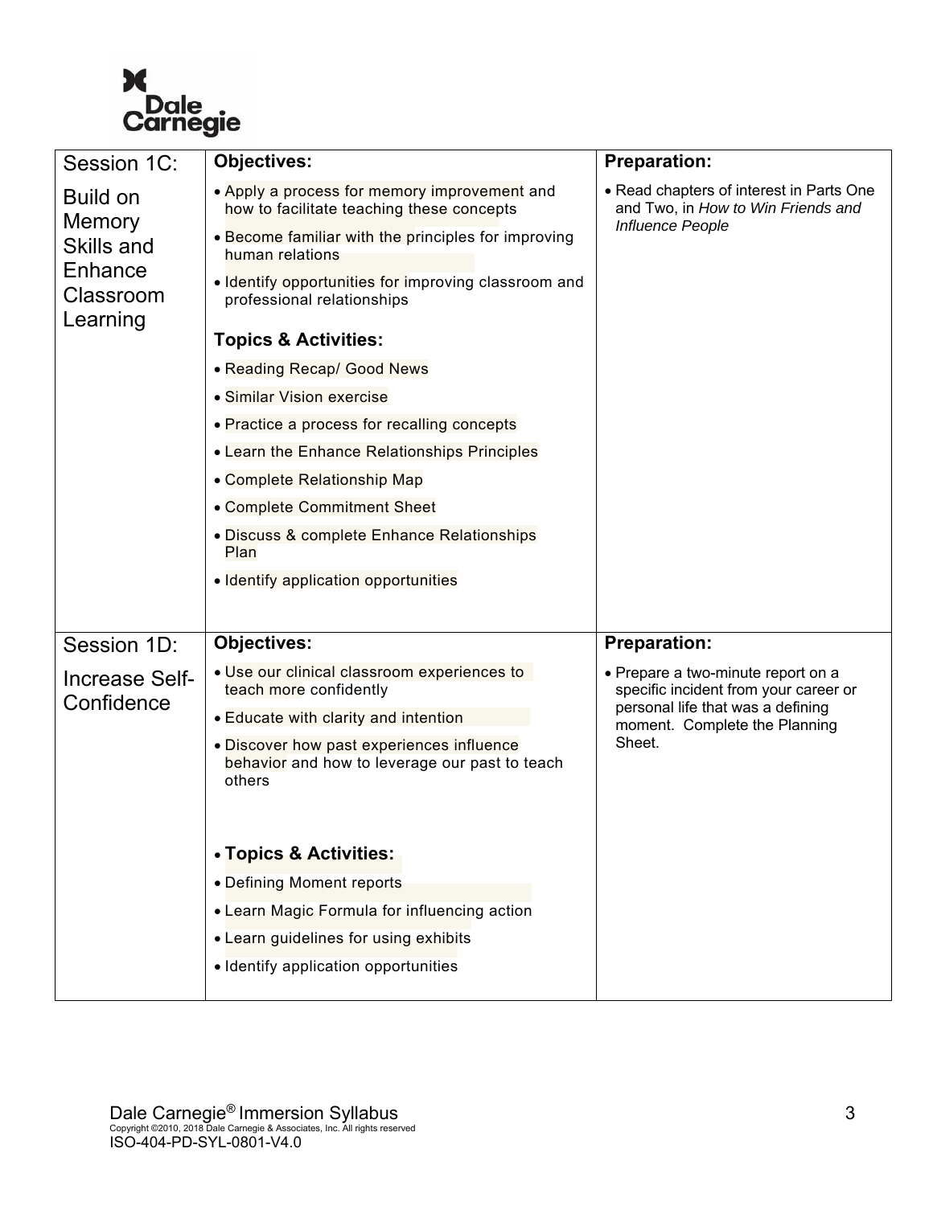| Session | Objectives / Topics & Activities | Preparation |
|---|---|---|
| Session 1C: Build on Memory Skills and Enhance Classroom Learning | **Objectives:**<br>• Apply a process for memory improvement and how to facilitate teaching these concepts<br>• Become familiar with the principles for improving human relations<br>• Identify opportunities for improving classroom and professional relationships<br><br>**Topics & Activities:**<br>• Reading Recap/ Good News<br>• Similar Vision exercise<br>• Practice a process for recalling concepts<br>• Learn the Enhance Relationships Principles<br>• Complete Relationship Map<br>• Complete Commitment Sheet<br>• Discuss & complete Enhance Relationships Plan<br>• Identify application opportunities | **Preparation:**<br>• Read chapters of interest in Parts One and Two, in *How to Win Friends and Influence People* |
| Session 1D: Increase Self-Confidence | **Objectives:**<br>• Use our clinical classroom experiences to teach more confidently<br>• Educate with clarity and intention<br>• Discover how past experiences influence behavior and how to leverage our past to teach others<br><br>• **Topics & Activities:**<br>• Defining Moment reports<br>• Learn Magic Formula for influencing action<br>• Learn guidelines for using exhibits<br>• Identify application opportunities | **Preparation:**<br>• Prepare a two-minute report on a specific incident from your career or personal life that was a defining moment. Complete the Planning Sheet. |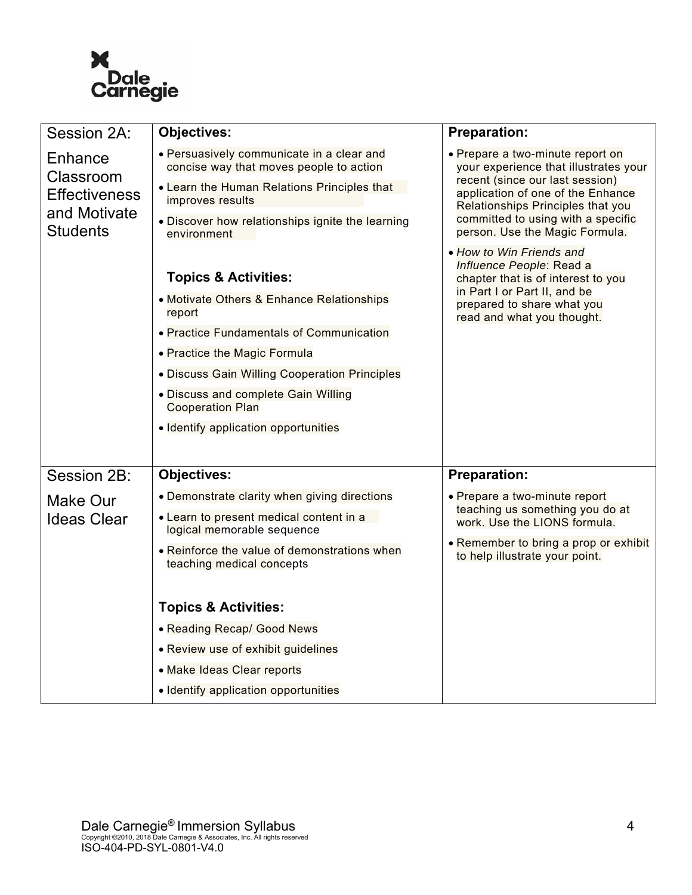| Session | Objectives / Topics & Activities | Preparation |
|---|---|---|
| Session 2A:<br><br>Enhance Classroom Effectiveness and Motivate Students | **Objectives:**<br>• Persuasively communicate in a clear and concise way that moves people to action<br>• Learn the Human Relations Principles that improves results<br>• Discover how relationships ignite the learning environment<br><br>**Topics & Activities:**<br>• Motivate Others & Enhance Relationships report<br>• Practice Fundamentals of Communication<br>• Practice the Magic Formula<br>• Discuss Gain Willing Cooperation Principles<br>• Discuss and complete Gain Willing Cooperation Plan<br>• Identify application opportunities | **Preparation:**<br>• Prepare a two-minute report on your experience that illustrates your recent (since our last session) application of one of the Enhance Relationships Principles that you committed to using with a specific person. Use the Magic Formula.<br>• *How to Win Friends and Influence People*: Read a chapter that is of interest to you in Part I or Part II, and be prepared to share what you read and what you thought. |
| Session 2B:<br><br>Make Our Ideas Clear | **Objectives:**<br>• Demonstrate clarity when giving directions<br>• Learn to present medical content in a logical memorable sequence<br>• Reinforce the value of demonstrations when teaching medical concepts<br><br>**Topics & Activities:**<br>• Reading Recap/ Good News<br>• Review use of exhibit guidelines<br>• Make Ideas Clear reports<br>• Identify application opportunities | **Preparation:**<br>• Prepare a two-minute report teaching us something you do at work. Use the LIONS formula.<br>• Remember to bring a prop or exhibit to help illustrate your point. |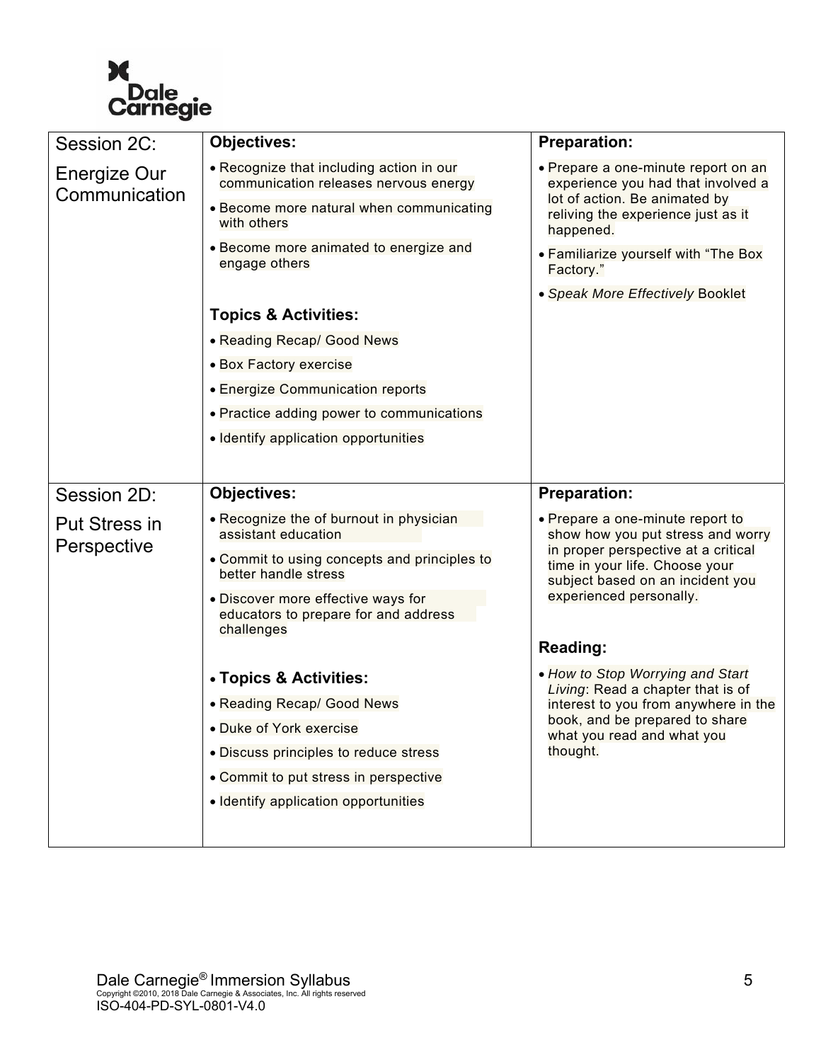| Session | Objectives / Topics & Activities | Preparation |
| --- | --- | --- |
| Session 2C:<br><br>Energize Our Communication | **Objectives:**<br>• Recognize that including action in our communication releases nervous energy<br>• Become more natural when communicating with others<br>• Become more animated to energize and engage others<br><br>**Topics & Activities:**<br>• Reading Recap/ Good News<br>• Box Factory exercise<br>• Energize Communication reports<br>• Practice adding power to communications<br>• Identify application opportunities | **Preparation:**<br>• Prepare a one-minute report on an experience you had that involved a lot of action. Be animated by reliving the experience just as it happened.<br>• Familiarize yourself with "The Box Factory."<br>• *Speak More Effectively* Booklet |
| Session 2D:<br><br>Put Stress in Perspective | **Objectives:**<br>• Recognize the of burnout in physician assistant education<br>• Commit to using concepts and principles to better handle stress<br>• Discover more effective ways for educators to prepare for and address challenges<br><br>• **Topics & Activities:**<br>• Reading Recap/ Good News<br>• Duke of York exercise<br>• Discuss principles to reduce stress<br>• Commit to put stress in perspective<br>• Identify application opportunities | **Preparation:**<br>• Prepare a one-minute report to show how you put stress and worry in proper perspective at a critical time in your life. Choose your subject based on an incident you experienced personally.<br><br>**Reading:**<br>• *How to Stop Worrying and Start Living*: Read a chapter that is of interest to you from anywhere in the book, and be prepared to share what you read and what you thought. |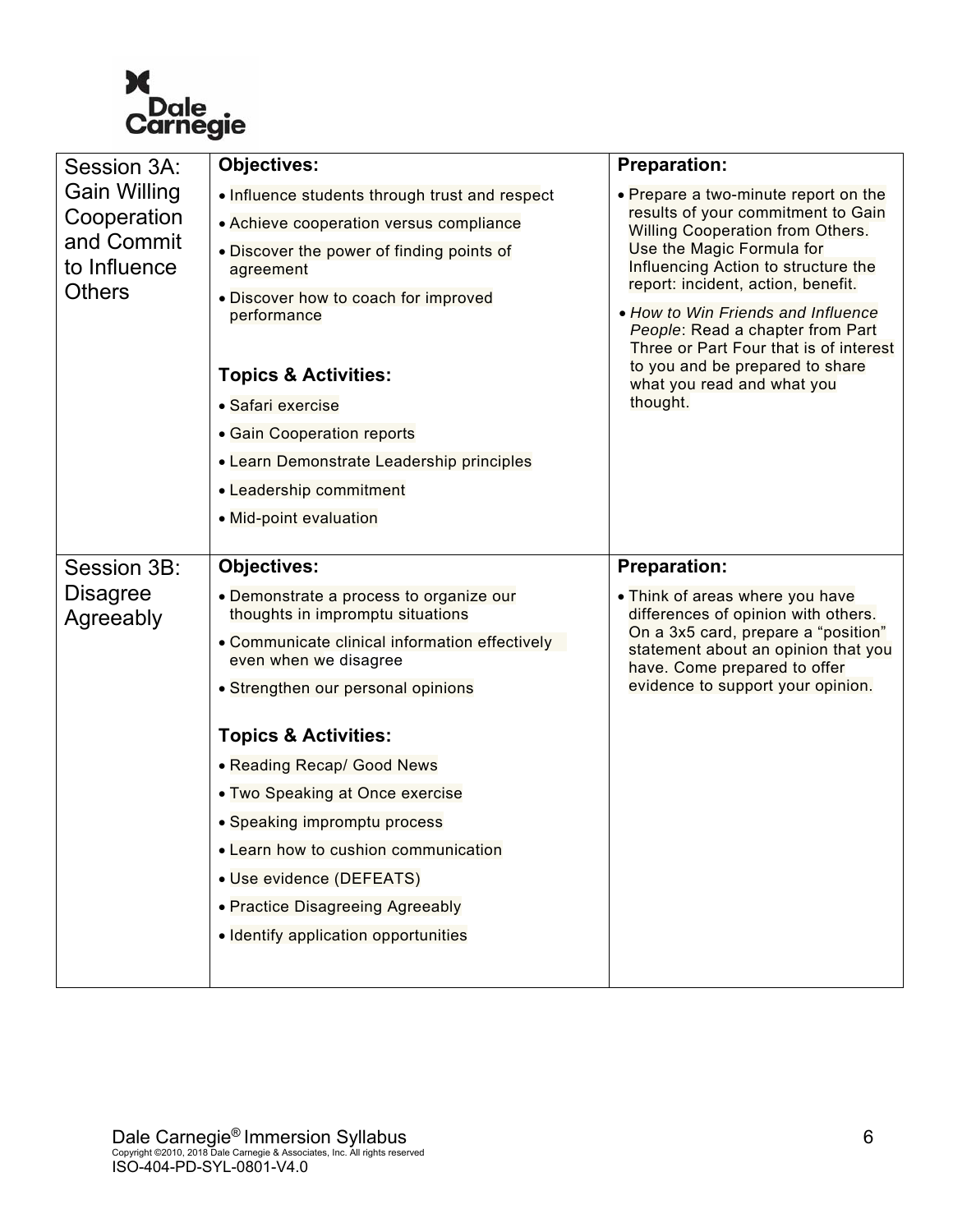| | | |
|---|---|---|
| Session 3A: Gain Willing Cooperation and Commit to Influence Others | **Objectives:**<br>• Influence students through trust and respect<br>• Achieve cooperation versus compliance<br>• Discover the power of finding points of agreement<br>• Discover how to coach for improved performance<br><br>**Topics & Activities:**<br>• Safari exercise<br>• Gain Cooperation reports<br>• Learn Demonstrate Leadership principles<br>• Leadership commitment<br>• Mid-point evaluation | **Preparation:**<br>• Prepare a two-minute report on the results of your commitment to Gain Willing Cooperation from Others. Use the Magic Formula for Influencing Action to structure the report: incident, action, benefit.<br>• *How to Win Friends and Influence People*: Read a chapter from Part Three or Part Four that is of interest to you and be prepared to share what you read and what you thought. |
| Session 3B: Disagree Agreeably | **Objectives:**<br>• Demonstrate a process to organize our thoughts in impromptu situations<br>• Communicate clinical information effectively even when we disagree<br>• Strengthen our personal opinions<br><br>**Topics & Activities:**<br>• Reading Recap/ Good News<br>• Two Speaking at Once exercise<br>• Speaking impromptu process<br>• Learn how to cushion communication<br>• Use evidence (DEFEATS)<br>• Practice Disagreeing Agreeably<br>• Identify application opportunities | **Preparation:**<br>• Think of areas where you have differences of opinion with others. On a 3x5 card, prepare a "position" statement about an opinion that you have. Come prepared to offer evidence to support your opinion. |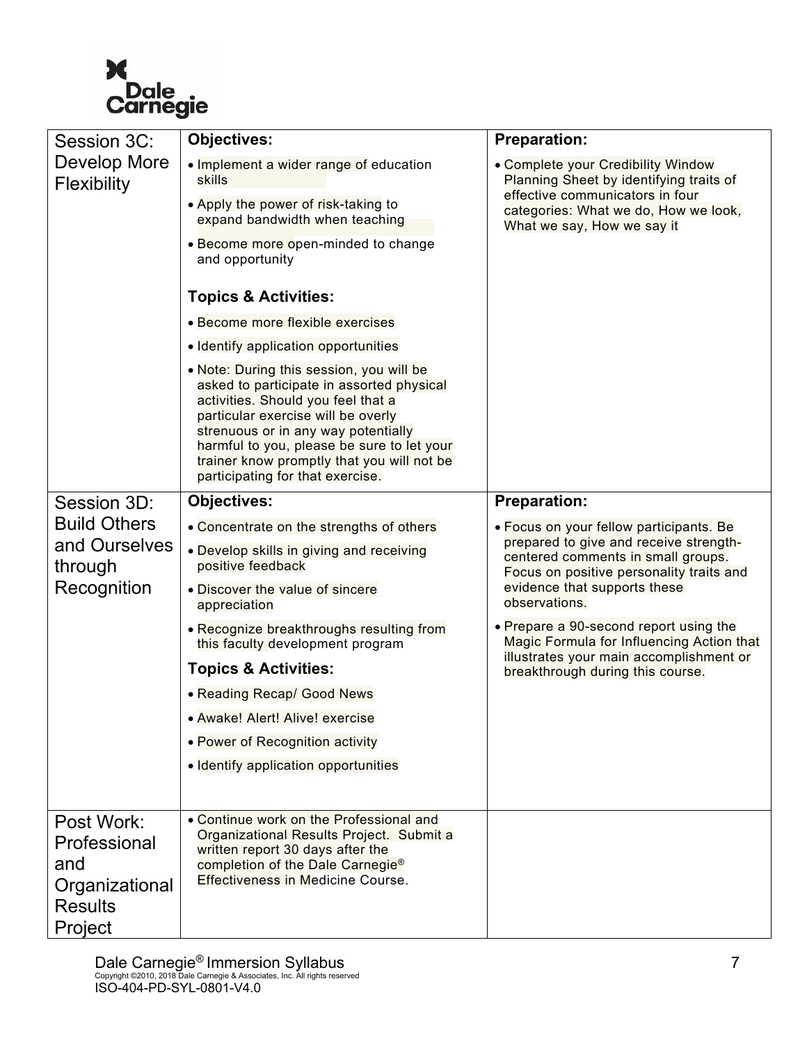| | | |
|---|---|---|
| Session 3C: Develop More Flexibility | **Objectives:**<br>• Implement a wider range of education skills<br>• Apply the power of risk-taking to expand bandwidth when teaching<br>• Become more open-minded to change and opportunity<br><br>**Topics & Activities:**<br>• Become more flexible exercises<br>• Identify application opportunities<br>• Note: During this session, you will be asked to participate in assorted physical activities. Should you feel that a particular exercise will be overly strenuous or in any way potentially harmful to you, please be sure to let your trainer know promptly that you will not be participating for that exercise. | **Preparation:**<br>• Complete your Credibility Window Planning Sheet by identifying traits of effective communicators in four categories: What we do, How we look, What we say, How we say it |
| Session 3D: Build Others and Ourselves through Recognition | **Objectives:**<br>• Concentrate on the strengths of others<br>• Develop skills in giving and receiving positive feedback<br>• Discover the value of sincere appreciation<br>• Recognize breakthroughs resulting from this faculty development program<br><br>**Topics & Activities:**<br>• Reading Recap/ Good News<br>• Awake! Alert! Alive! exercise<br>• Power of Recognition activity<br>• Identify application opportunities | **Preparation:**<br>• Focus on your fellow participants. Be prepared to give and receive strength-centered comments in small groups. Focus on positive personality traits and evidence that supports these observations.<br>• Prepare a 90-second report using the Magic Formula for Influencing Action that illustrates your main accomplishment or breakthrough during this course. |
| Post Work: Professional and Organizational Results Project | • Continue work on the Professional and Organizational Results Project. Submit a written report 30 days after the completion of the Dale Carnegie® Effectiveness in Medicine Course. | |